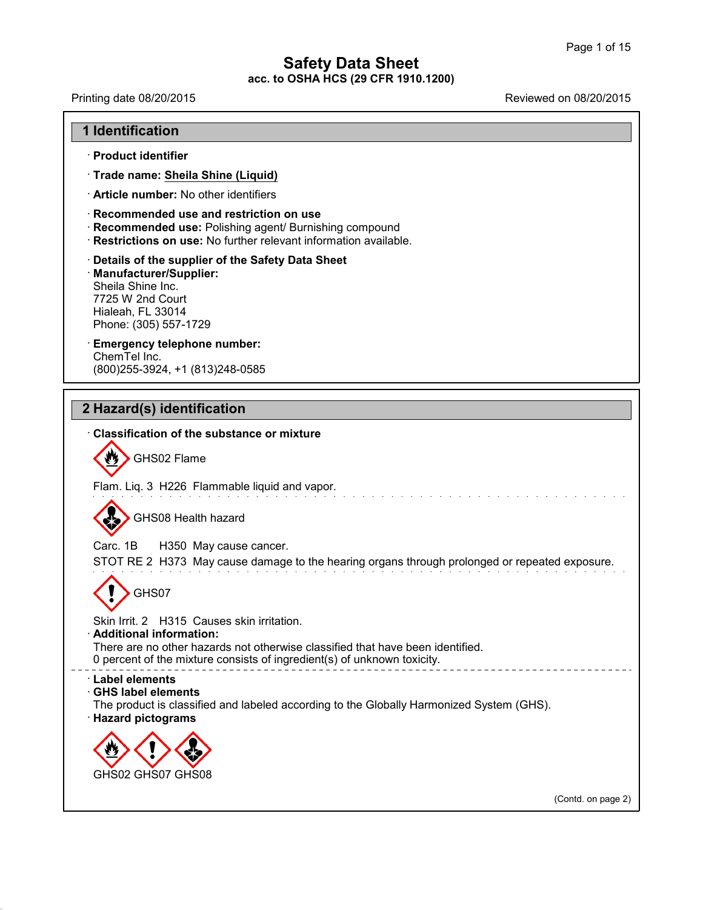# Safety Data Sheet
**acc. to OSHA HCS (29 CFR 1910.1200)**

Printing date 08/20/2015 Reviewed on 08/20/2015

## 1 Identification

· **Product identifier**

· **Trade name: Sheila Shine (Liquid)**

· **Article number:** No other identifiers

· **Recommended use and restriction on use**
· **Recommended use:** Polishing agent/ Burnishing compound
· **Restrictions on use:** No further relevant information available.

· **Details of the supplier of the Safety Data Sheet**
· **Manufacturer/Supplier:**
Sheila Shine Inc.
7725 W 2nd Court
Hialeah, FL 33014
Phone: (305) 557-1729

· **Emergency telephone number:**
ChemTel Inc.
(800)255-3924, +1 (813)248-0585

## 2 Hazard(s) identification

· **Classification of the substance or mixture**

GHS02 Flame

Flam. Liq. 3 H226 Flammable liquid and vapor.

GHS08 Health hazard

Carc. 1B H350 May cause cancer.
STOT RE 2 H373 May cause damage to the hearing organs through prolonged or repeated exposure.

GHS07

Skin Irrit. 2 H315 Causes skin irritation.

· **Additional information:**
There are no other hazards not otherwise classified that have been identified.
0 percent of the mixture consists of ingredient(s) of unknown toxicity.

· **Label elements**
· **GHS label elements**
The product is classified and labeled according to the Globally Harmonized System (GHS).
· **Hazard pictograms**

GHS02 GHS07 GHS08

(Contd. on page 2)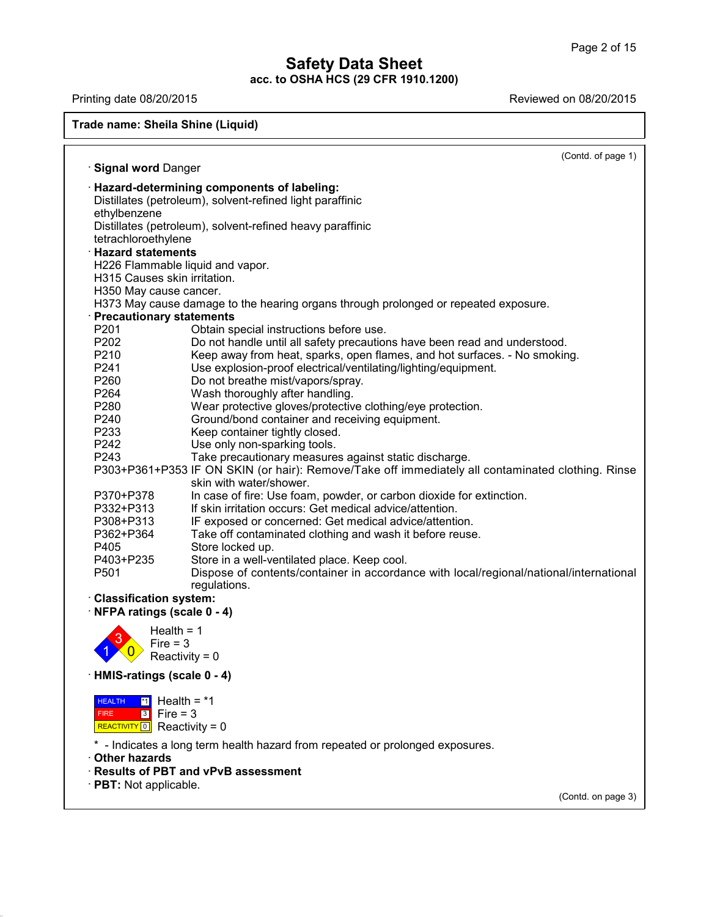# Safety Data Sheet

**acc. to OSHA HCS (29 CFR 1910.1200)**

Printing date 08/20/2015 Reviewed on 08/20/2015

**Trade name: Sheila Shine (Liquid)**

(Contd. of page 1)

· **Signal word** Danger

· **Hazard-determining components of labeling:**
Distillates (petroleum), solvent-refined light paraffinic
ethylbenzene
Distillates (petroleum), solvent-refined heavy paraffinic
tetrachloroethylene

· **Hazard statements**
H226 Flammable liquid and vapor.
H315 Causes skin irritation.
H350 May cause cancer.
H373 May cause damage to the hearing organs through prolonged or repeated exposure.

· **Precautionary statements**

| | |
|---|---|
| P201 | Obtain special instructions before use. |
| P202 | Do not handle until all safety precautions have been read and understood. |
| P210 | Keep away from heat, sparks, open flames, and hot surfaces. - No smoking. |
| P241 | Use explosion-proof electrical/ventilating/lighting/equipment. |
| P260 | Do not breathe mist/vapors/spray. |
| P264 | Wash thoroughly after handling. |
| P280 | Wear protective gloves/protective clothing/eye protection. |
| P240 | Ground/bond container and receiving equipment. |
| P233 | Keep container tightly closed. |
| P242 | Use only non-sparking tools. |
| P243 | Take precautionary measures against static discharge. |
| P303+P361+P353 | IF ON SKIN (or hair): Remove/Take off immediately all contaminated clothing. Rinse skin with water/shower. |
| P370+P378 | In case of fire: Use foam, powder, or carbon dioxide for extinction. |
| P332+P313 | If skin irritation occurs: Get medical advice/attention. |
| P308+P313 | IF exposed or concerned: Get medical advice/attention. |
| P362+P364 | Take off contaminated clothing and wash it before reuse. |
| P405 | Store locked up. |
| P403+P235 | Store in a well-ventilated place. Keep cool. |
| P501 | Dispose of contents/container in accordance with local/regional/national/international regulations. |

· **Classification system:**

· **NFPA ratings (scale 0 - 4)**

Health = 1
Fire = 3
Reactivity = 0

· **HMIS-ratings (scale 0 - 4)**

HEALTH *1 Health = *1
FIRE 3 Fire = 3
REACTIVITY 0 Reactivity = 0

\* - Indicates a long term health hazard from repeated or prolonged exposures.

· **Other hazards**

· **Results of PBT and vPvB assessment**

· **PBT:** Not applicable.

(Contd. on page 3)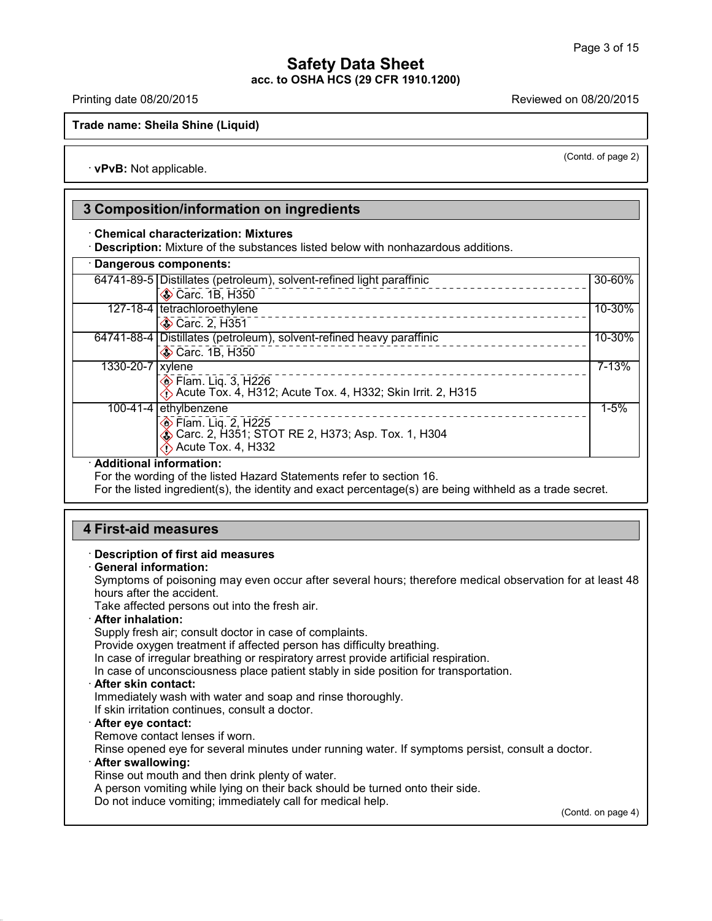**Trade name: Sheila Shine (Liquid)**

(Contd. of page 2)

· **vPvB:** Not applicable.

## 3 Composition/information on ingredients

· **Chemical characterization: Mixtures**

· **Description:** Mixture of the substances listed below with nonhazardous additions.

· **Dangerous components:**

| | | |
|---|---|---|
| 64741-89-5 | Distillates (petroleum), solvent-refined light paraffinic<br>Carc. 1B, H350 | 30-60% |
| 127-18-4 | tetrachloroethylene<br>Carc. 2, H351 | 10-30% |
| 64741-88-4 | Distillates (petroleum), solvent-refined heavy paraffinic<br>Carc. 1B, H350 | 10-30% |
| 1330-20-7 | xylene<br>Flam. Liq. 3, H226<br>Acute Tox. 4, H312; Acute Tox. 4, H332; Skin Irrit. 2, H315 | 7-13% |
| 100-41-4 | ethylbenzene<br>Flam. Liq. 2, H225<br>Carc. 2, H351; STOT RE 2, H373; Asp. Tox. 1, H304<br>Acute Tox. 4, H332 | 1-5% |

· **Additional information:**

For the wording of the listed Hazard Statements refer to section 16.

For the listed ingredient(s), the identity and exact percentage(s) are being withheld as a trade secret.

## 4 First-aid measures

· **Description of first aid measures**

· **General information:**

Symptoms of poisoning may even occur after several hours; therefore medical observation for at least 48 hours after the accident.

Take affected persons out into the fresh air.

· **After inhalation:**

Supply fresh air; consult doctor in case of complaints.

Provide oxygen treatment if affected person has difficulty breathing.

In case of irregular breathing or respiratory arrest provide artificial respiration.

In case of unconsciousness place patient stably in side position for transportation.

· **After skin contact:**

Immediately wash with water and soap and rinse thoroughly.

If skin irritation continues, consult a doctor.

· **After eye contact:**

Remove contact lenses if worn.

Rinse opened eye for several minutes under running water. If symptoms persist, consult a doctor.

· **After swallowing:**

Rinse out mouth and then drink plenty of water.

A person vomiting while lying on their back should be turned onto their side.

Do not induce vomiting; immediately call for medical help.

(Contd. on page 4)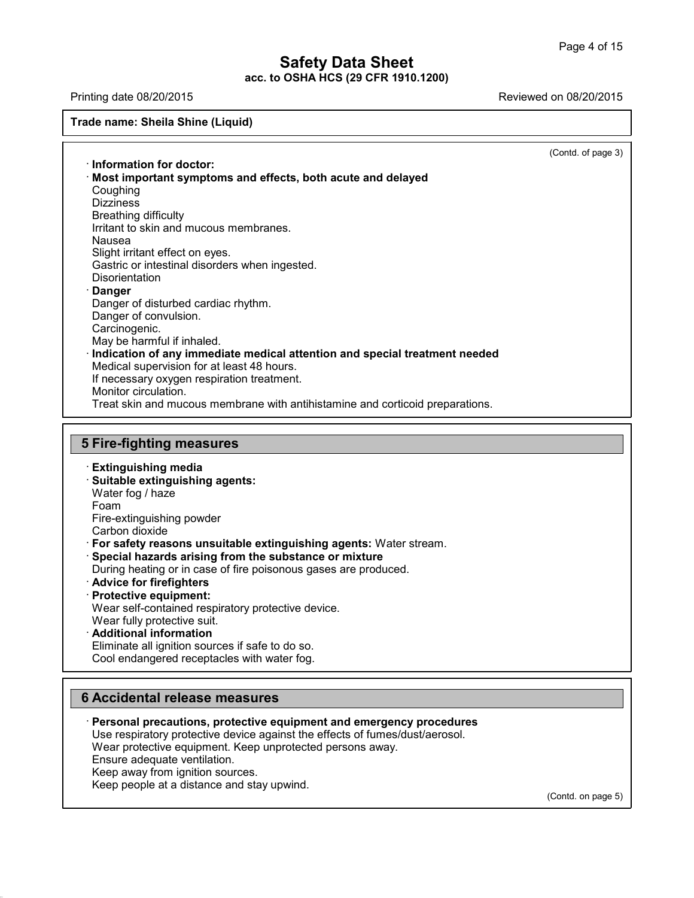(Contd. of page 3)

· **Information for doctor:**

· **Most important symptoms and effects, both acute and delayed**

Coughing
Dizziness
Breathing difficulty
Irritant to skin and mucous membranes.
Nausea
Slight irritant effect on eyes.
Gastric or intestinal disorders when ingested.
Disorientation

· **Danger**

Danger of disturbed cardiac rhythm.
Danger of convulsion.
Carcinogenic.
May be harmful if inhaled.

· **Indication of any immediate medical attention and special treatment needed**

Medical supervision for at least 48 hours.
If necessary oxygen respiration treatment.
Monitor circulation.
Treat skin and mucous membrane with antihistamine and corticoid preparations.

## 5 Fire-fighting measures

· **Extinguishing media**

· **Suitable extinguishing agents:**

Water fog / haze
Foam
Fire-extinguishing powder
Carbon dioxide

· **For safety reasons unsuitable extinguishing agents:** Water stream.

· **Special hazards arising from the substance or mixture**

During heating or in case of fire poisonous gases are produced.

· **Advice for firefighters**

· **Protective equipment:**

Wear self-contained respiratory protective device.
Wear fully protective suit.

· **Additional information**

Eliminate all ignition sources if safe to do so.
Cool endangered receptacles with water fog.

## 6 Accidental release measures

· **Personal precautions, protective equipment and emergency procedures**

Use respiratory protective device against the effects of fumes/dust/aerosol.
Wear protective equipment. Keep unprotected persons away.
Ensure adequate ventilation.
Keep away from ignition sources.
Keep people at a distance and stay upwind.

(Contd. on page 5)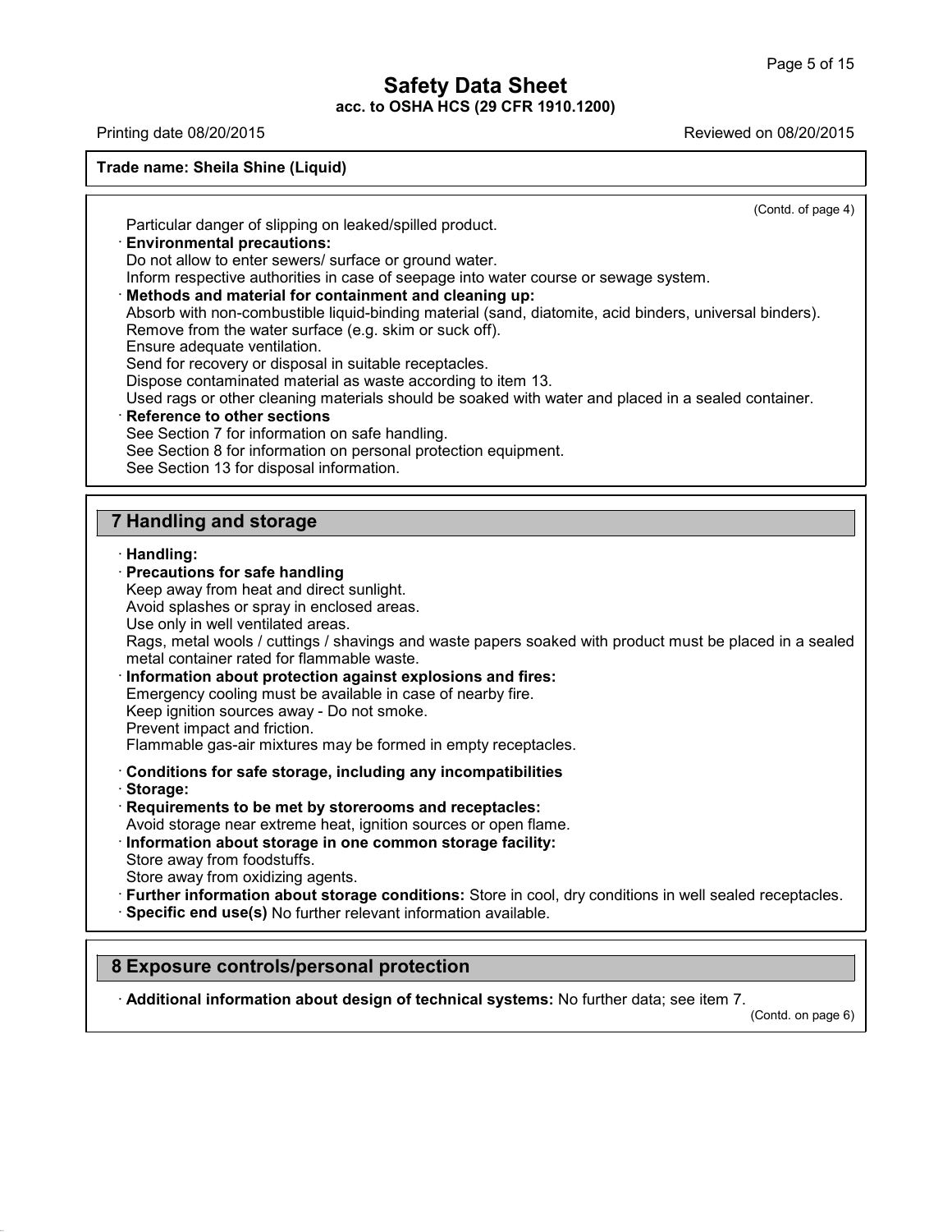(Contd. of page 4)

Particular danger of slipping on leaked/spilled product.

· **Environmental precautions:**
Do not allow to enter sewers/ surface or ground water.
Inform respective authorities in case of seepage into water course or sewage system.

· **Methods and material for containment and cleaning up:**
Absorb with non-combustible liquid-binding material (sand, diatomite, acid binders, universal binders).
Remove from the water surface (e.g. skim or suck off).
Ensure adequate ventilation.
Send for recovery or disposal in suitable receptacles.
Dispose contaminated material as waste according to item 13.
Used rags or other cleaning materials should be soaked with water and placed in a sealed container.

· **Reference to other sections**
See Section 7 for information on safe handling.
See Section 8 for information on personal protection equipment.
See Section 13 for disposal information.

## 7 Handling and storage

· **Handling:**

· **Precautions for safe handling**
Keep away from heat and direct sunlight.
Avoid splashes or spray in enclosed areas.
Use only in well ventilated areas.
Rags, metal wools / cuttings / shavings and waste papers soaked with product must be placed in a sealed metal container rated for flammable waste.

· **Information about protection against explosions and fires:**
Emergency cooling must be available in case of nearby fire.
Keep ignition sources away - Do not smoke.
Prevent impact and friction.
Flammable gas-air mixtures may be formed in empty receptacles.

· **Conditions for safe storage, including any incompatibilities**

· **Storage:**

· **Requirements to be met by storerooms and receptacles:**
Avoid storage near extreme heat, ignition sources or open flame.

· **Information about storage in one common storage facility:**
Store away from foodstuffs.
Store away from oxidizing agents.

· **Further information about storage conditions:** Store in cool, dry conditions in well sealed receptacles.

· **Specific end use(s)** No further relevant information available.

## 8 Exposure controls/personal protection

· **Additional information about design of technical systems:** No further data; see item 7.

(Contd. on page 6)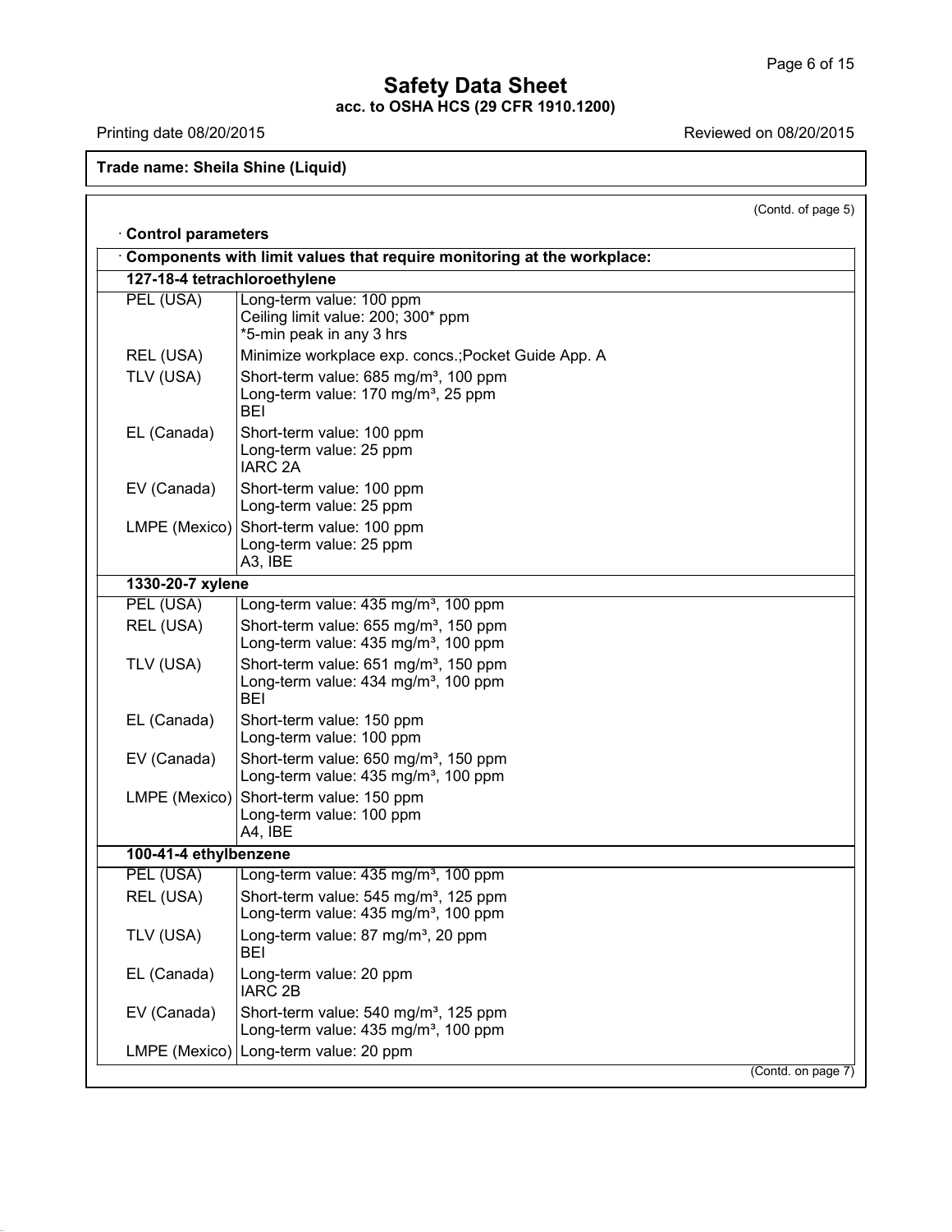(Contd. of page 5)

· **Control parameters**

· **Components with limit values that require monitoring at the workplace:**

| | |
|---|---|
| **127-18-4 tetrachloroethylene** | |
| PEL (USA) | Long-term value: 100 ppm<br>Ceiling limit value: 200; 300* ppm<br>*5-min peak in any 3 hrs |
| REL (USA) | Minimize workplace exp. concs.;Pocket Guide App. A |
| TLV (USA) | Short-term value: 685 mg/m³, 100 ppm<br>Long-term value: 170 mg/m³, 25 ppm<br>BEI |
| EL (Canada) | Short-term value: 100 ppm<br>Long-term value: 25 ppm<br>IARC 2A |
| EV (Canada) | Short-term value: 100 ppm<br>Long-term value: 25 ppm |
| LMPE (Mexico) | Short-term value: 100 ppm<br>Long-term value: 25 ppm<br>A3, IBE |
| **1330-20-7 xylene** | |
| PEL (USA) | Long-term value: 435 mg/m³, 100 ppm |
| REL (USA) | Short-term value: 655 mg/m³, 150 ppm<br>Long-term value: 435 mg/m³, 100 ppm |
| TLV (USA) | Short-term value: 651 mg/m³, 150 ppm<br>Long-term value: 434 mg/m³, 100 ppm<br>BEI |
| EL (Canada) | Short-term value: 150 ppm<br>Long-term value: 100 ppm |
| EV (Canada) | Short-term value: 650 mg/m³, 150 ppm<br>Long-term value: 435 mg/m³, 100 ppm |
| LMPE (Mexico) | Short-term value: 150 ppm<br>Long-term value: 100 ppm<br>A4, IBE |
| **100-41-4 ethylbenzene** | |
| PEL (USA) | Long-term value: 435 mg/m³, 100 ppm |
| REL (USA) | Short-term value: 545 mg/m³, 125 ppm<br>Long-term value: 435 mg/m³, 100 ppm |
| TLV (USA) | Long-term value: 87 mg/m³, 20 ppm<br>BEI |
| EL (Canada) | Long-term value: 20 ppm<br>IARC 2B |
| EV (Canada) | Short-term value: 540 mg/m³, 125 ppm<br>Long-term value: 435 mg/m³, 100 ppm |
| LMPE (Mexico) | Long-term value: 20 ppm |

(Contd. on page 7)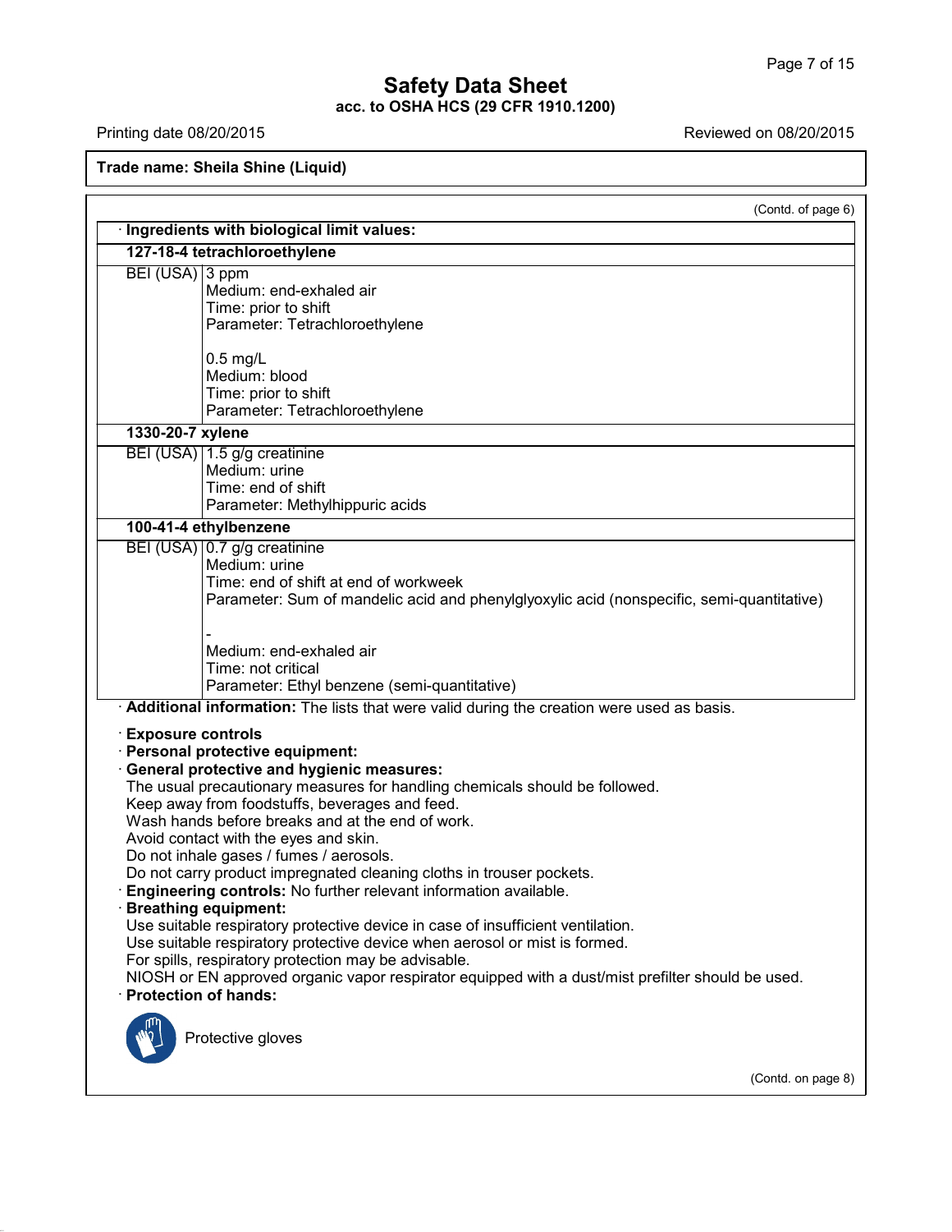**Trade name: Sheila Shine (Liquid)**

(Contd. of page 6)

| · Ingredients with biological limit values: | |
|---|---|
| **127-18-4 tetrachloroethylene** | |
| BEI (USA) | 3 ppm<br>Medium: end-exhaled air<br>Time: prior to shift<br>Parameter: Tetrachloroethylene<br><br>0.5 mg/L<br>Medium: blood<br>Time: prior to shift<br>Parameter: Tetrachloroethylene |
| **1330-20-7 xylene** | |
| BEI (USA) | 1.5 g/g creatinine<br>Medium: urine<br>Time: end of shift<br>Parameter: Methylhippuric acids |
| **100-41-4 ethylbenzene** | |
| BEI (USA) | 0.7 g/g creatinine<br>Medium: urine<br>Time: end of shift at end of workweek<br>Parameter: Sum of mandelic acid and phenylglyoxylic acid (nonspecific, semi-quantitative)<br><br>-<br>Medium: end-exhaled air<br>Time: not critical<br>Parameter: Ethyl benzene (semi-quantitative) |

· **Additional information:** The lists that were valid during the creation were used as basis.

· **Exposure controls**
· **Personal protective equipment:**
· **General protective and hygienic measures:**
The usual precautionary measures for handling chemicals should be followed.
Keep away from foodstuffs, beverages and feed.
Wash hands before breaks and at the end of work.
Avoid contact with the eyes and skin.
Do not inhale gases / fumes / aerosols.
Do not carry product impregnated cleaning cloths in trouser pockets.
· **Engineering controls:** No further relevant information available.
· **Breathing equipment:**
Use suitable respiratory protective device in case of insufficient ventilation.
Use suitable respiratory protective device when aerosol or mist is formed.
For spills, respiratory protection may be advisable.
NIOSH or EN approved organic vapor respirator equipped with a dust/mist prefilter should be used.
· **Protection of hands:**

Protective gloves

(Contd. on page 8)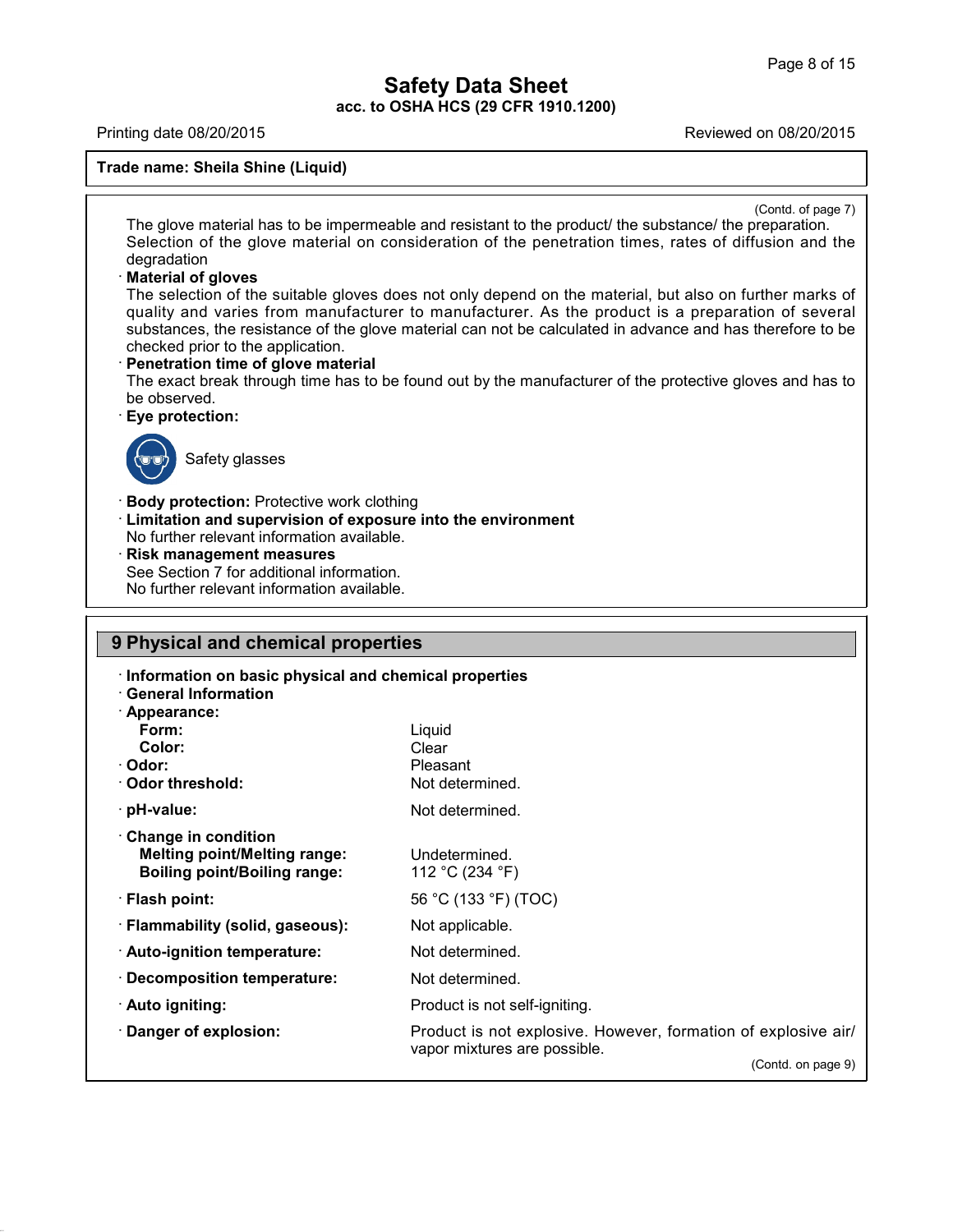**Trade name: Sheila Shine (Liquid)**

(Contd. of page 7)

The glove material has to be impermeable and resistant to the product/ the substance/ the preparation. Selection of the glove material on consideration of the penetration times, rates of diffusion and the degradation

· **Material of gloves**
The selection of the suitable gloves does not only depend on the material, but also on further marks of quality and varies from manufacturer to manufacturer. As the product is a preparation of several substances, the resistance of the glove material can not be calculated in advance and has therefore to be checked prior to the application.

· **Penetration time of glove material**
The exact break through time has to be found out by the manufacturer of the protective gloves and has to be observed.

· **Eye protection:**

Safety glasses

· **Body protection:** Protective work clothing

· **Limitation and supervision of exposure into the environment**
No further relevant information available.

· **Risk management measures**
See Section 7 for additional information.
No further relevant information available.

## 9 Physical and chemical properties

· **Information on basic physical and chemical properties**

· **General Information**

| | |
|---|---|
| · **Appearance:** | |
| **Form:** | Liquid |
| **Color:** | Clear |
| · **Odor:** | Pleasant |
| · **Odor threshold:** | Not determined. |
| · **pH-value:** | Not determined. |
| · **Change in condition** | |
| **Melting point/Melting range:** | Undetermined. |
| **Boiling point/Boiling range:** | 112 °C (234 °F) |
| · **Flash point:** | 56 °C (133 °F) (TOC) |
| · **Flammability (solid, gaseous):** | Not applicable. |
| · **Auto-ignition temperature:** | Not determined. |
| · **Decomposition temperature:** | Not determined. |
| · **Auto igniting:** | Product is not self-igniting. |
| · **Danger of explosion:** | Product is not explosive. However, formation of explosive air/ vapor mixtures are possible. |

(Contd. on page 9)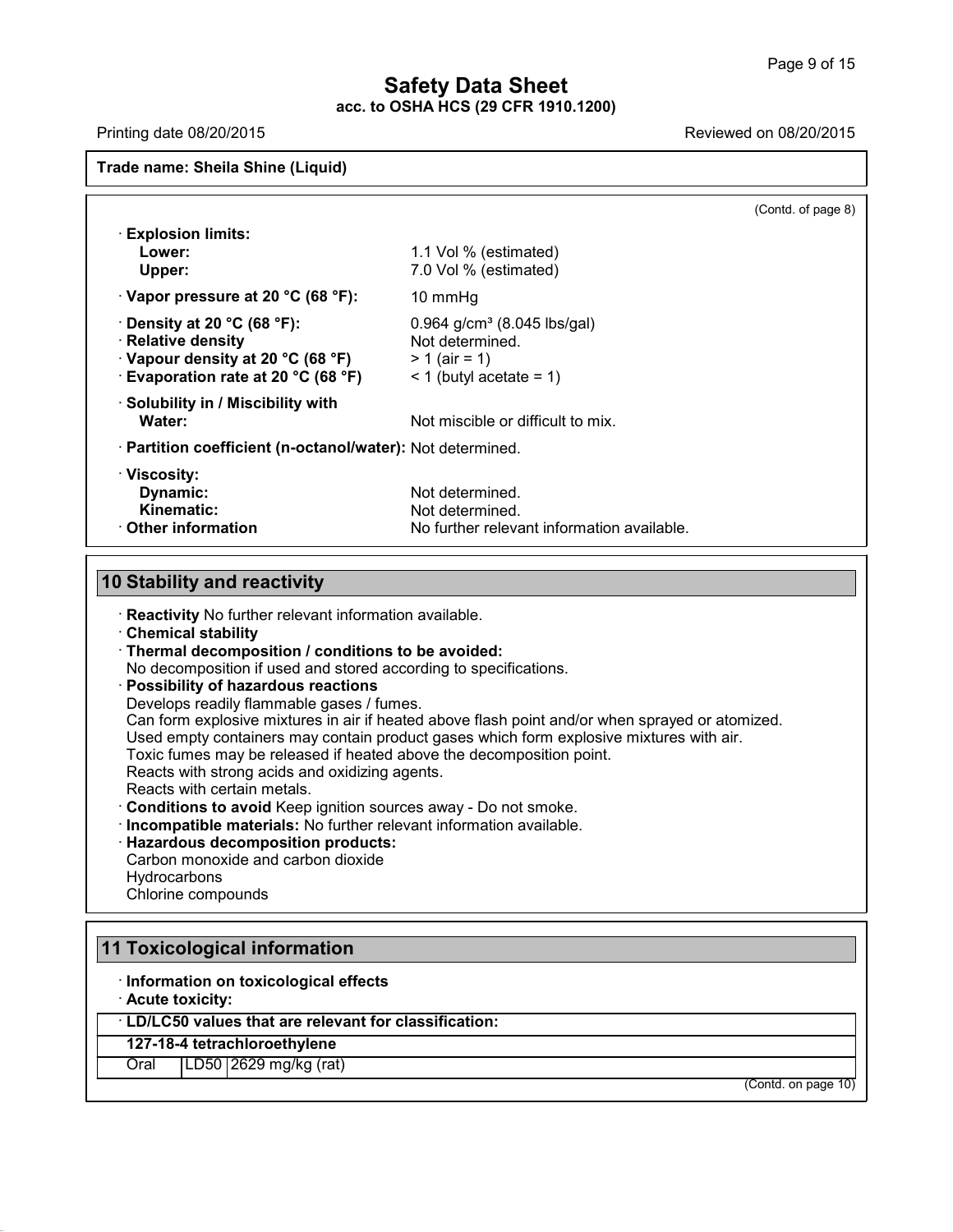Trade name: Sheila Shine (Liquid)

(Contd. of page 8)

· **Explosion limits:**
  **Lower:** 1.1 Vol % (estimated)
  **Upper:** 7.0 Vol % (estimated)

· **Vapor pressure at 20 °C (68 °F):** 10 mmHg

· **Density at 20 °C (68 °F):** 0.964 g/cm³ (8.045 lbs/gal)
· **Relative density** Not determined.
· **Vapour density at 20 °C (68 °F)** > 1 (air = 1)
· **Evaporation rate at 20 °C (68 °F)** < 1 (butyl acetate = 1)

· **Solubility in / Miscibility with**
  **Water:** Not miscible or difficult to mix.

· **Partition coefficient (n-octanol/water):** Not determined.

· **Viscosity:**
  **Dynamic:** Not determined.
  **Kinematic:** Not determined.
· **Other information** No further relevant information available.

## 10 Stability and reactivity

· **Reactivity** No further relevant information available.
· **Chemical stability**
· **Thermal decomposition / conditions to be avoided:**
No decomposition if used and stored according to specifications.
· **Possibility of hazardous reactions**
Develops readily flammable gases / fumes.
Can form explosive mixtures in air if heated above flash point and/or when sprayed or atomized.
Used empty containers may contain product gases which form explosive mixtures with air.
Toxic fumes may be released if heated above the decomposition point.
Reacts with strong acids and oxidizing agents.
Reacts with certain metals.
· **Conditions to avoid** Keep ignition sources away - Do not smoke.
· **Incompatible materials:** No further relevant information available.
· **Hazardous decomposition products:**
Carbon monoxide and carbon dioxide
Hydrocarbons
Chlorine compounds

## 11 Toxicological information

· **Information on toxicological effects**
· **Acute toxicity:**

| · **LD/LC50 values that are relevant for classification:** | | |
|---|---|---|
| **127-18-4 tetrachloroethylene** | | |
| Oral | LD50 | 2629 mg/kg (rat) |

(Contd. on page 10)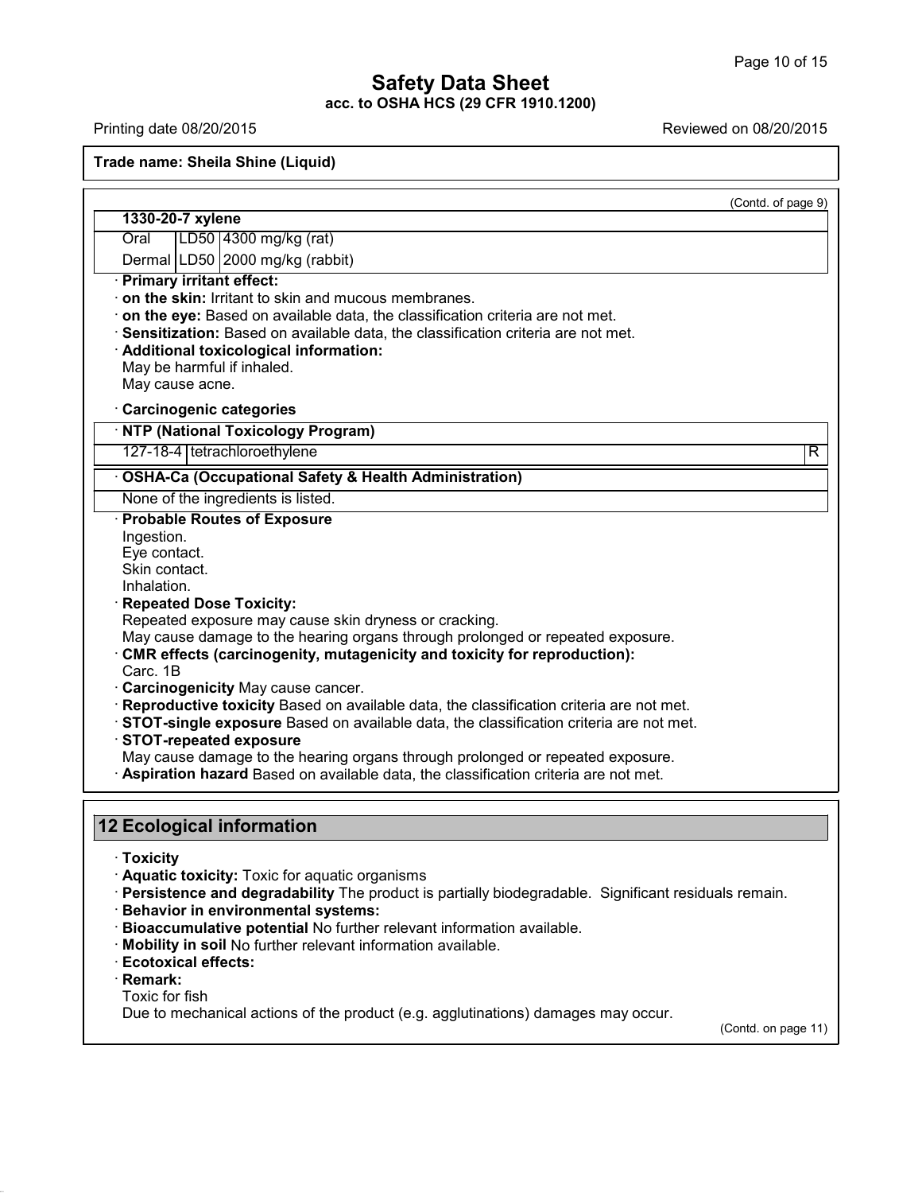(Contd. of page 9)

| 1330-20-7 xylene | | |
| --- | --- | --- |
| Oral | LD50 | 4300 mg/kg (rat) |
| Dermal | LD50 | 2000 mg/kg (rabbit) |

· **Primary irritant effect:**
· **on the skin:** Irritant to skin and mucous membranes.
· **on the eye:** Based on available data, the classification criteria are not met.
· **Sensitization:** Based on available data, the classification criteria are not met.
· **Additional toxicological information:**
May be harmful if inhaled.
May cause acne.

· **Carcinogenic categories**

| · NTP (National Toxicology Program) | | |
| --- | --- | --- |
| 127-18-4 | tetrachloroethylene | R |

| · OSHA-Ca (Occupational Safety & Health Administration) |
| --- |
| None of the ingredients is listed. |

· **Probable Routes of Exposure**
Ingestion.
Eye contact.
Skin contact.
Inhalation.
· **Repeated Dose Toxicity:**
Repeated exposure may cause skin dryness or cracking.
May cause damage to the hearing organs through prolonged or repeated exposure.
· **CMR effects (carcinogenity, mutagenicity and toxicity for reproduction):**
Carc. 1B
· **Carcinogenicity** May cause cancer.
· **Reproductive toxicity** Based on available data, the classification criteria are not met.
· **STOT-single exposure** Based on available data, the classification criteria are not met.
· **STOT-repeated exposure**
May cause damage to the hearing organs through prolonged or repeated exposure.
· **Aspiration hazard** Based on available data, the classification criteria are not met.

## 12 Ecological information

· **Toxicity**
· **Aquatic toxicity:** Toxic for aquatic organisms
· **Persistence and degradability** The product is partially biodegradable. Significant residuals remain.
· **Behavior in environmental systems:**
· **Bioaccumulative potential** No further relevant information available.
· **Mobility in soil** No further relevant information available.
· **Ecotoxical effects:**
· **Remark:**
Toxic for fish
Due to mechanical actions of the product (e.g. agglutinations) damages may occur.

(Contd. on page 11)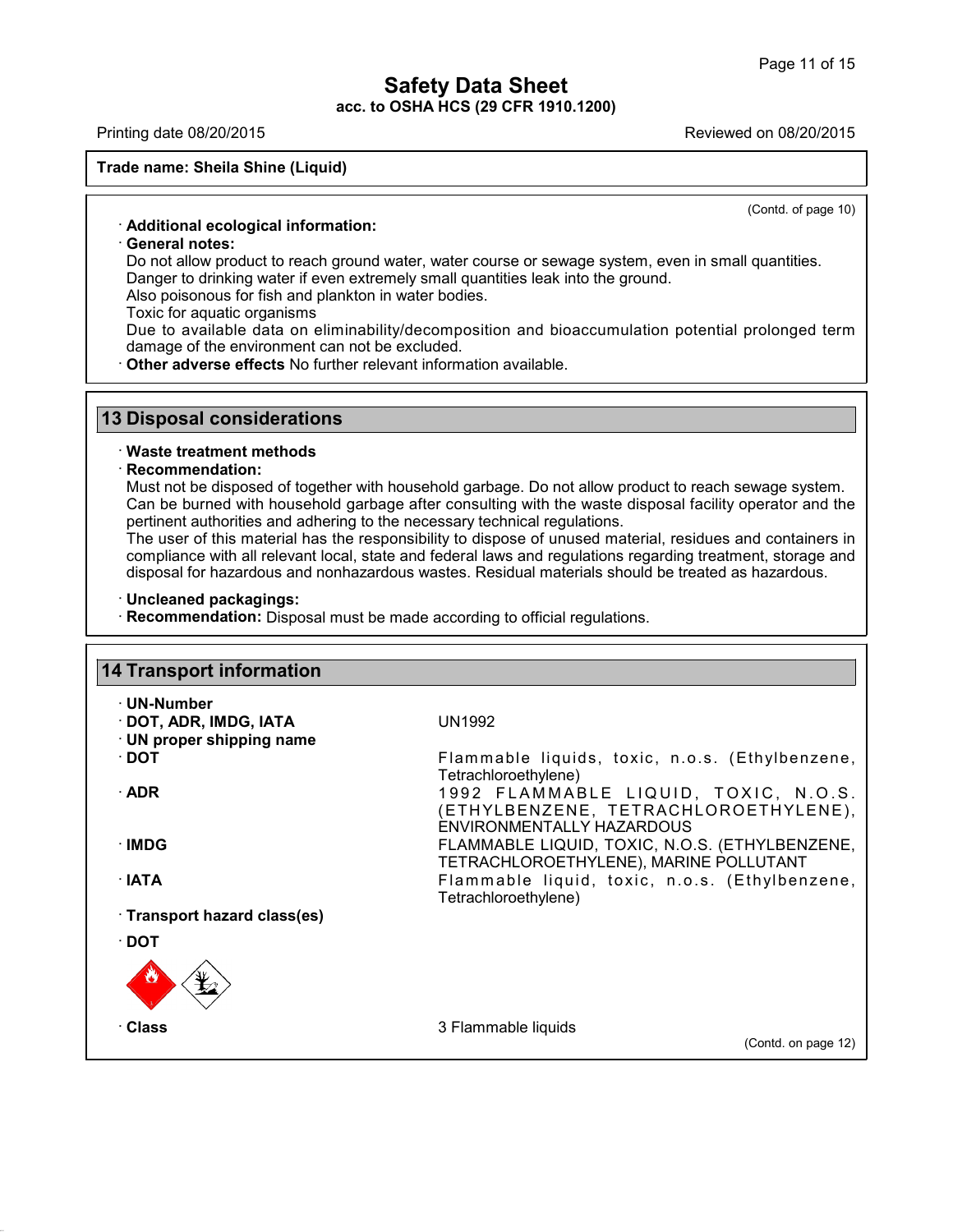**Trade name: Sheila Shine (Liquid)**

(Contd. of page 10)

· **Additional ecological information:**

· **General notes:**

Do not allow product to reach ground water, water course or sewage system, even in small quantities.
Danger to drinking water if even extremely small quantities leak into the ground.
Also poisonous for fish and plankton in water bodies.
Toxic for aquatic organisms
Due to available data on eliminability/decomposition and bioaccumulation potential prolonged term damage of the environment can not be excluded.

· **Other adverse effects** No further relevant information available.

## 13 Disposal considerations

· **Waste treatment methods**

· **Recommendation:**

Must not be disposed of together with household garbage. Do not allow product to reach sewage system.
Can be burned with household garbage after consulting with the waste disposal facility operator and the pertinent authorities and adhering to the necessary technical regulations.
The user of this material has the responsibility to dispose of unused material, residues and containers in compliance with all relevant local, state and federal laws and regulations regarding treatment, storage and disposal for hazardous and nonhazardous wastes. Residual materials should be treated as hazardous.

· **Uncleaned packagings:**

· **Recommendation:** Disposal must be made according to official regulations.

## 14 Transport information

| | |
|---|---|
| · **UN-Number** | |
| · **DOT, ADR, IMDG, IATA** | UN1992 |
| · **UN proper shipping name** | |
| · **DOT** | Flammable liquids, toxic, n.o.s. (Ethylbenzene, Tetrachloroethylene) |
| · **ADR** | 1992 FLAMMABLE LIQUID, TOXIC, N.O.S. (ETHYLBENZENE, TETRACHLOROETHYLENE), ENVIRONMENTALLY HAZARDOUS |
| · **IMDG** | FLAMMABLE LIQUID, TOXIC, N.O.S. (ETHYLBENZENE, TETRACHLOROETHYLENE), MARINE POLLUTANT |
| · **IATA** | Flammable liquid, toxic, n.o.s. (Ethylbenzene, Tetrachloroethylene) |

· **Transport hazard class(es)**

· **DOT**

| | |
|---|---|
| · **Class** | 3 Flammable liquids |

(Contd. on page 12)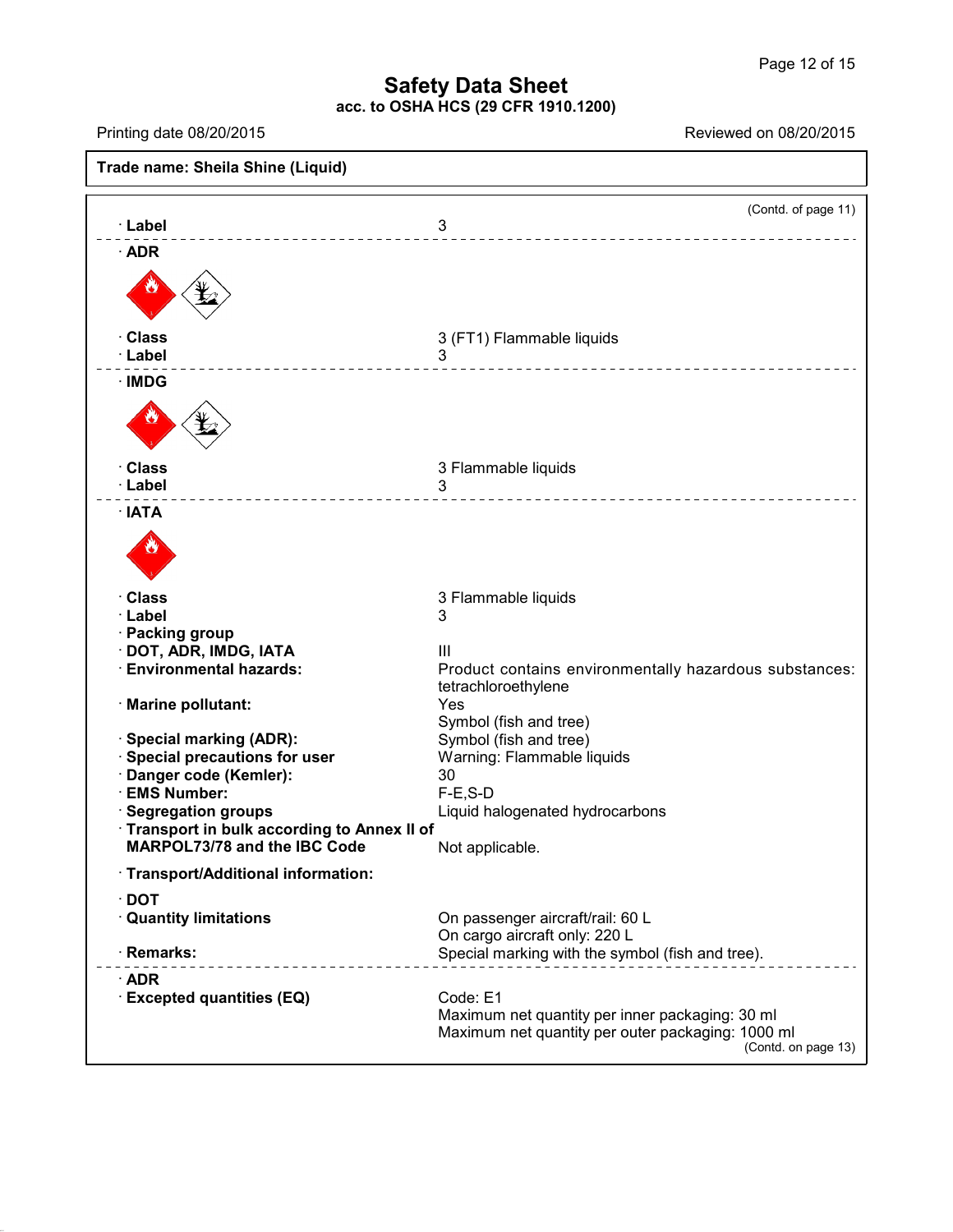# Safety Data Sheet

**acc. to OSHA HCS (29 CFR 1910.1200)**

Printing date 08/20/2015 | Reviewed on 08/20/2015

**Trade name: Sheila Shine (Liquid)**

(Contd. of page 11)

· **Label** 3

---

· **ADR**

· **Class** 3 (FT1) Flammable liquids
· **Label** 3

---

· **IMDG**

· **Class** 3 Flammable liquids
· **Label** 3

---

· **IATA**

· **Class** 3 Flammable liquids
· **Label** 3

· **Packing group**
· **DOT, ADR, IMDG, IATA** III

· **Environmental hazards:** Product contains environmentally hazardous substances: tetrachloroethylene

· **Marine pollutant:** Yes
Symbol (fish and tree)

· **Special marking (ADR):** Symbol (fish and tree)

· **Special precautions for user** Warning: Flammable liquids

· **Danger code (Kemler):** 30

· **EMS Number:** F-E,S-D

· **Segregation groups** Liquid halogenated hydrocarbons

· **Transport in bulk according to Annex II of MARPOL73/78 and the IBC Code** Not applicable.

· **Transport/Additional information:**

· **DOT**

· **Quantity limitations** On passenger aircraft/rail: 60 L
On cargo aircraft only: 220 L

· **Remarks:** Special marking with the symbol (fish and tree).

---

· **ADR**

· **Excepted quantities (EQ)** Code: E1
Maximum net quantity per inner packaging: 30 ml
Maximum net quantity per outer packaging: 1000 ml

(Contd. on page 13)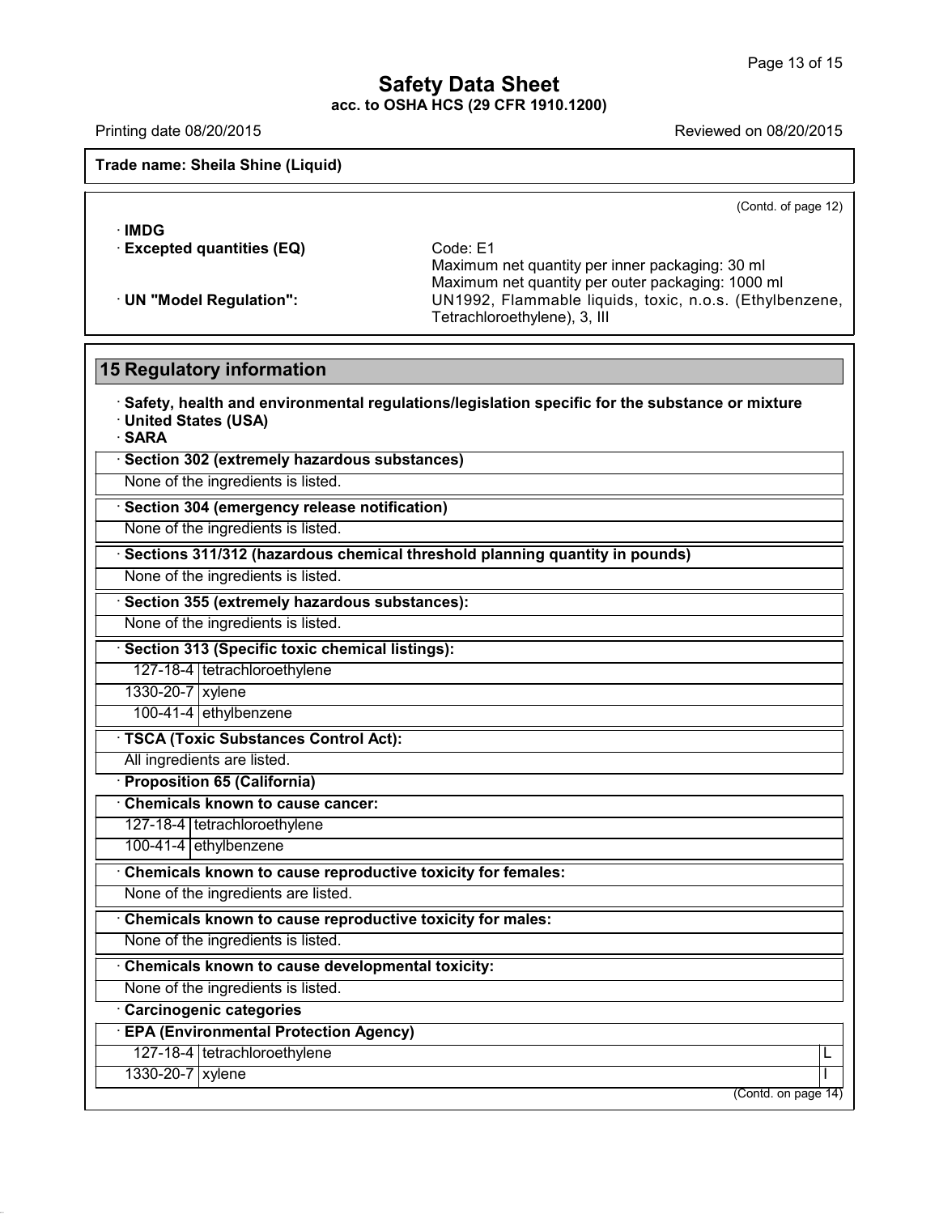(Contd. of page 12)

· **IMDG**

· **Excepted quantities (EQ)** Code: E1
Maximum net quantity per inner packaging: 30 ml
Maximum net quantity per outer packaging: 1000 ml

· **UN "Model Regulation":** UN1992, Flammable liquids, toxic, n.o.s. (Ethylbenzene, Tetrachloroethylene), 3, III

## 15 Regulatory information

· **Safety, health and environmental regulations/legislation specific for the substance or mixture**
· **United States (USA)**
· **SARA**

· **Section 302 (extremely hazardous substances)**

None of the ingredients is listed.

· **Section 304 (emergency release notification)**

None of the ingredients is listed.

· **Sections 311/312 (hazardous chemical threshold planning quantity in pounds)**

None of the ingredients is listed.

· **Section 355 (extremely hazardous substances):**

None of the ingredients is listed.

· **Section 313 (Specific toxic chemical listings):**

| | |
|---|---|
| 127-18-4 | tetrachloroethylene |
| 1330-20-7 | xylene |
| 100-41-4 | ethylbenzene |

· **TSCA (Toxic Substances Control Act):**

All ingredients are listed.

· **Proposition 65 (California)**

· **Chemicals known to cause cancer:**

| | |
|---|---|
| 127-18-4 | tetrachloroethylene |
| 100-41-4 | ethylbenzene |

· **Chemicals known to cause reproductive toxicity for females:**

None of the ingredients are listed.

· **Chemicals known to cause reproductive toxicity for males:**

None of the ingredients is listed.

· **Chemicals known to cause developmental toxicity:**

None of the ingredients is listed.

· **Carcinogenic categories**

· **EPA (Environmental Protection Agency)**

| | | |
|---|---|---|
| 127-18-4 | tetrachloroethylene | L |
| 1330-20-7 | xylene | I |

(Contd. on page 14)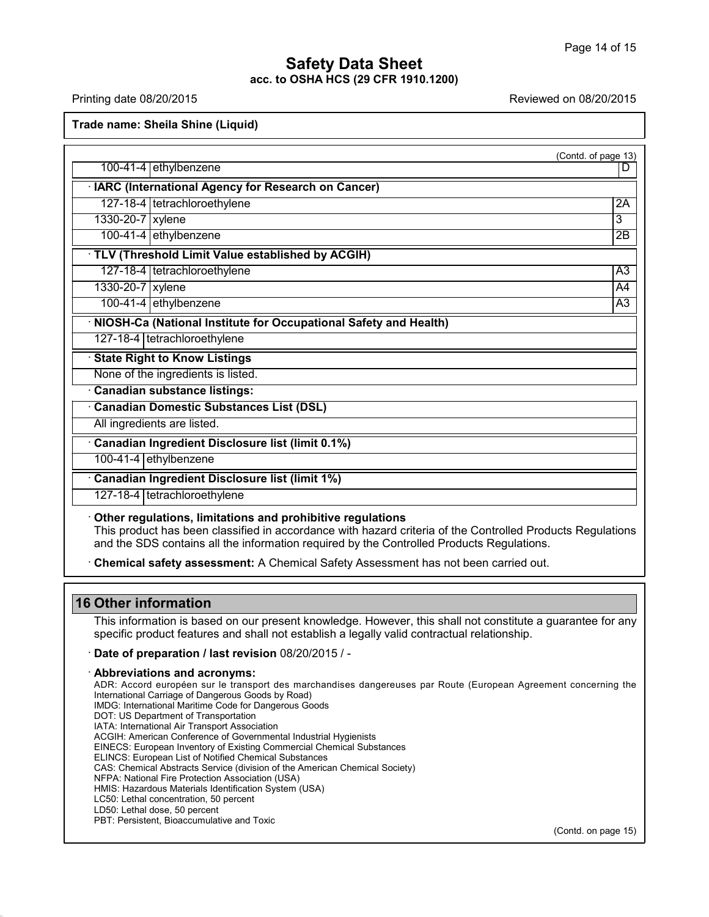(Contd. of page 13)

| | | |
|---|---|---|
| 100-41-4 | ethylbenzene | D |

· **IARC (International Agency for Research on Cancer)**

| | | |
|---|---|---|
| 127-18-4 | tetrachloroethylene | 2A |
| 1330-20-7 | xylene | 3 |
| 100-41-4 | ethylbenzene | 2B |

· **TLV (Threshold Limit Value established by ACGIH)**

| | | |
|---|---|---|
| 127-18-4 | tetrachloroethylene | A3 |
| 1330-20-7 | xylene | A4 |
| 100-41-4 | ethylbenzene | A3 |

· **NIOSH-Ca (National Institute for Occupational Safety and Health)**

| | |
|---|---|
| 127-18-4 | tetrachloroethylene |

· **State Right to Know Listings**

None of the ingredients is listed.

· **Canadian substance listings:**

· **Canadian Domestic Substances List (DSL)**

All ingredients are listed.

· **Canadian Ingredient Disclosure list (limit 0.1%)**

| | |
|---|---|
| 100-41-4 | ethylbenzene |

· **Canadian Ingredient Disclosure list (limit 1%)**

| | |
|---|---|
| 127-18-4 | tetrachloroethylene |

· **Other regulations, limitations and prohibitive regulations**
This product has been classified in accordance with hazard criteria of the Controlled Products Regulations and the SDS contains all the information required by the Controlled Products Regulations.

· **Chemical safety assessment:** A Chemical Safety Assessment has not been carried out.

## 16 Other information

This information is based on our present knowledge. However, this shall not constitute a guarantee for any specific product features and shall not establish a legally valid contractual relationship.

· **Date of preparation / last revision** 08/20/2015 / -

· **Abbreviations and acronyms:**
ADR: Accord européen sur le transport des marchandises dangereuses par Route (European Agreement concerning the International Carriage of Dangerous Goods by Road)
IMDG: International Maritime Code for Dangerous Goods
DOT: US Department of Transportation
IATA: International Air Transport Association
ACGIH: American Conference of Governmental Industrial Hygienists
EINECS: European Inventory of Existing Commercial Chemical Substances
ELINCS: European List of Notified Chemical Substances
CAS: Chemical Abstracts Service (division of the American Chemical Society)
NFPA: National Fire Protection Association (USA)
HMIS: Hazardous Materials Identification System (USA)
LC50: Lethal concentration, 50 percent
LD50: Lethal dose, 50 percent
PBT: Persistent, Bioaccumulative and Toxic

(Contd. on page 15)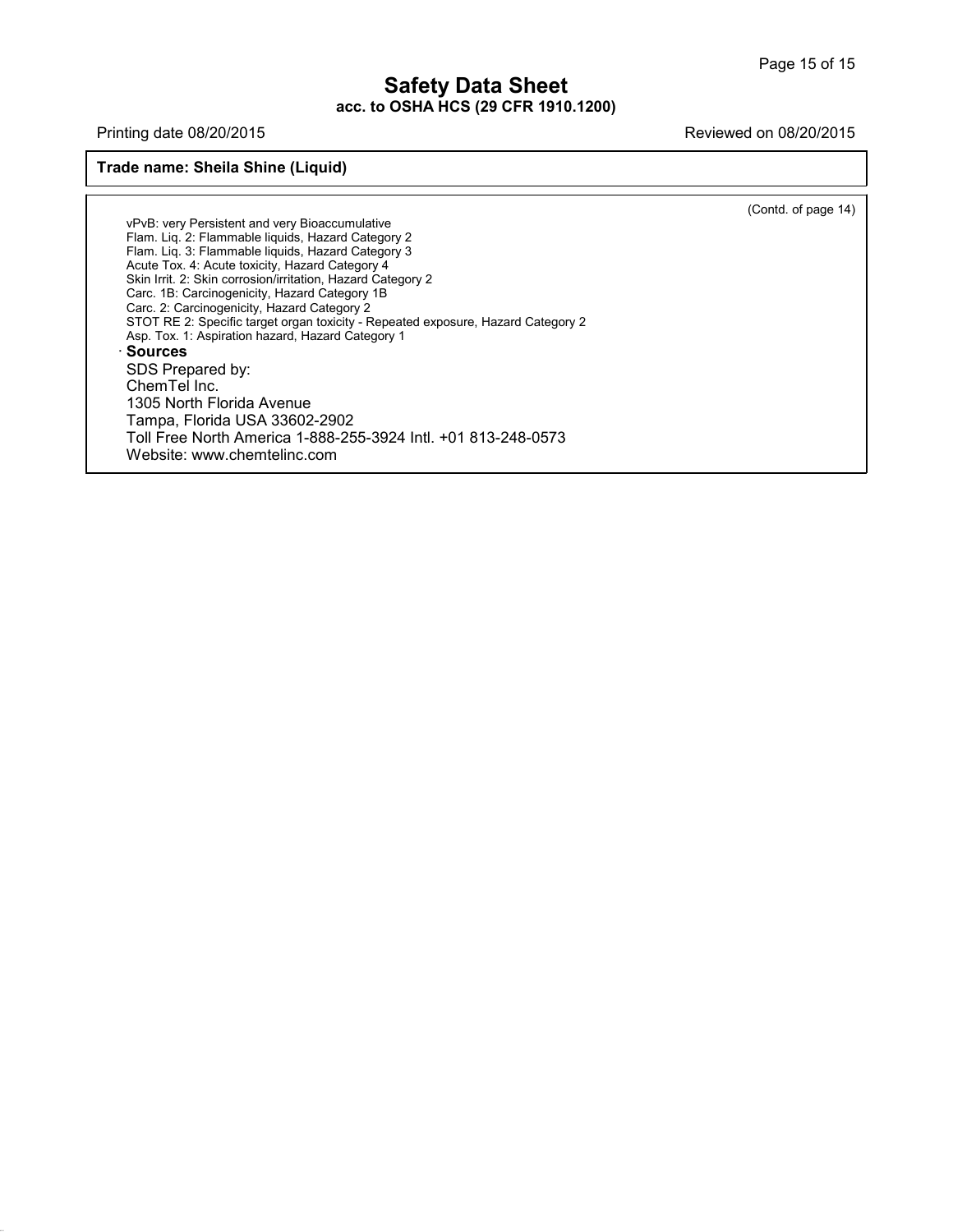# Safety Data Sheet

**acc. to OSHA HCS (29 CFR 1910.1200)**

Printing date 08/20/2015 Reviewed on 08/20/2015

**Trade name: Sheila Shine (Liquid)**

(Contd. of page 14)

vPvB: very Persistent and very Bioaccumulative
Flam. Liq. 2: Flammable liquids, Hazard Category 2
Flam. Liq. 3: Flammable liquids, Hazard Category 3
Acute Tox. 4: Acute toxicity, Hazard Category 4
Skin Irrit. 2: Skin corrosion/irritation, Hazard Category 2
Carc. 1B: Carcinogenicity, Hazard Category 1B
Carc. 2: Carcinogenicity, Hazard Category 2
STOT RE 2: Specific target organ toxicity - Repeated exposure, Hazard Category 2
Asp. Tox. 1: Aspiration hazard, Hazard Category 1

· **Sources**

SDS Prepared by:
ChemTel Inc.
1305 North Florida Avenue
Tampa, Florida USA 33602-2902
Toll Free North America 1-888-255-3924 Intl. +01 813-248-0573
Website: www.chemtelinc.com